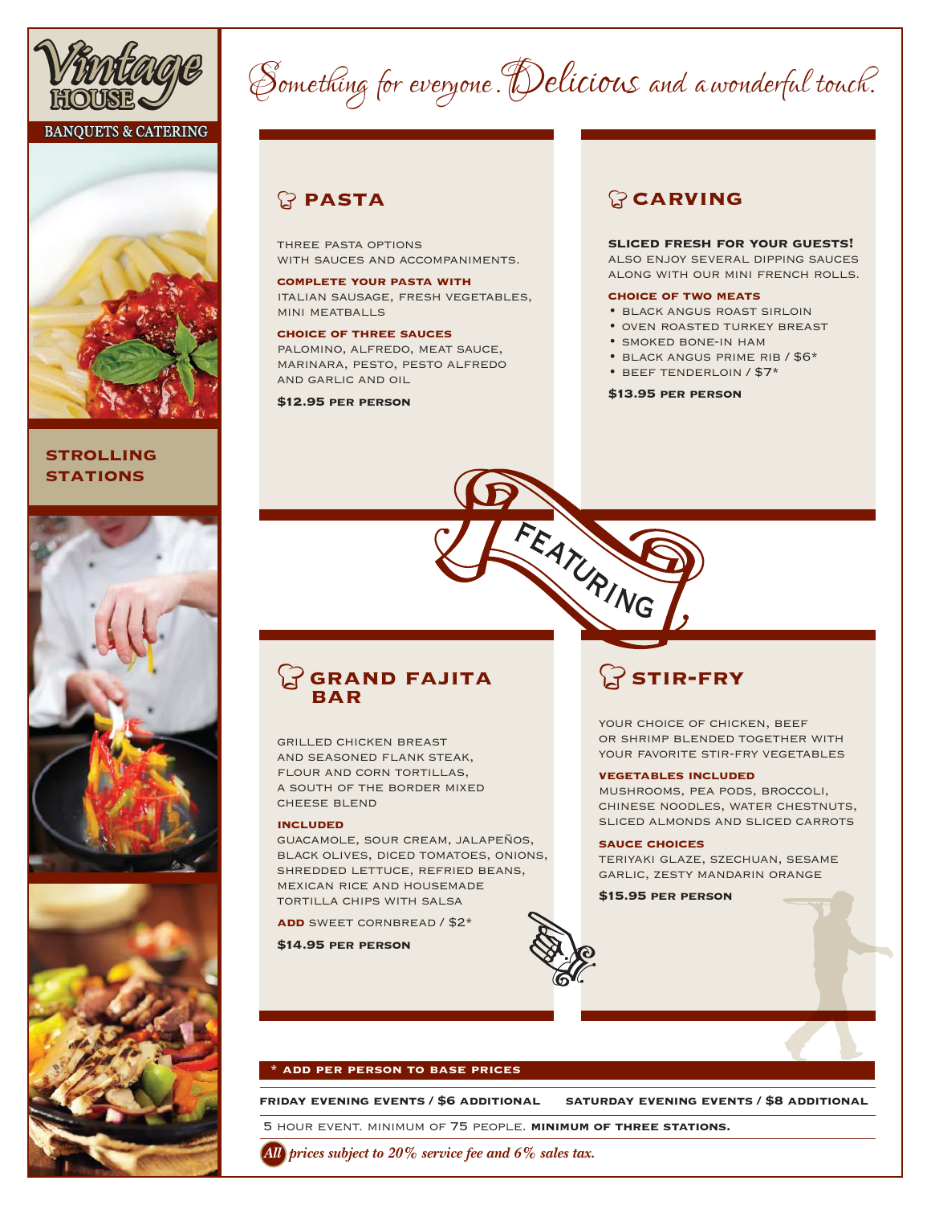# Vintage House

BANQUETS & CATERING

Something for everyone. Delicious and a wonderful touch.

## STROLLING STATIONS

FEATURING

### PASTA

THREE PASTA OPTIONS WITH SAUCES AND ACCOMPANIMENTS.

**COMPLETE YOUR PASTA WITH**
ITALIAN SAUSAGE, FRESH VEGETABLES, MINI MEATBALLS

**CHOICE OF THREE SAUCES**
PALOMINO, ALFREDO, MEAT SAUCE, MARINARA, PESTO, PESTO ALFREDO AND GARLIC AND OIL

**$12.95 PER PERSON**

### CARVING

**SLICED FRESH FOR YOUR GUESTS!**
ALSO ENJOY SEVERAL DIPPING SAUCES ALONG WITH OUR MINI FRENCH ROLLS.

**CHOICE OF TWO MEATS**

- BLACK ANGUS ROAST SIRLOIN
- OVEN ROASTED TURKEY BREAST
- SMOKED BONE-IN HAM
- BLACK ANGUS PRIME RIB / $6*
- BEEF TENDERLOIN / $7*

**$13.95 PER PERSON**

### GRAND FAJITA BAR

GRILLED CHICKEN BREAST AND SEASONED FLANK STEAK, FLOUR AND CORN TORTILLAS, A SOUTH OF THE BORDER MIXED CHEESE BLEND

**INCLUDED**
GUACAMOLE, SOUR CREAM, JALAPEÑOS, BLACK OLIVES, DICED TOMATOES, ONIONS, SHREDDED LETTUCE, REFRIED BEANS, MEXICAN RICE AND HOUSEMADE TORTILLA CHIPS WITH SALSA

**ADD** SWEET CORNBREAD / $2*

**$14.95 PER PERSON**

### STIR-FRY

YOUR CHOICE OF CHICKEN, BEEF OR SHRIMP BLENDED TOGETHER WITH YOUR FAVORITE STIR-FRY VEGETABLES

**VEGETABLES INCLUDED**
MUSHROOMS, PEA PODS, BROCCOLI, CHINESE NOODLES, WATER CHESTNUTS, SLICED ALMONDS AND SLICED CARROTS

**SAUCE CHOICES**
TERIYAKI GLAZE, SZECHUAN, SESAME GARLIC, ZESTY MANDARIN ORANGE

**$15.95 PER PERSON**

**\* ADD PER PERSON TO BASE PRICES**

**FRIDAY EVENING EVENTS / $6 ADDITIONAL** **SATURDAY EVENING EVENTS / $8 ADDITIONAL**

5 HOUR EVENT. MINIMUM OF 75 PEOPLE. **MINIMUM OF THREE STATIONS.**

***All prices subject to 20% service fee and 6% sales tax.***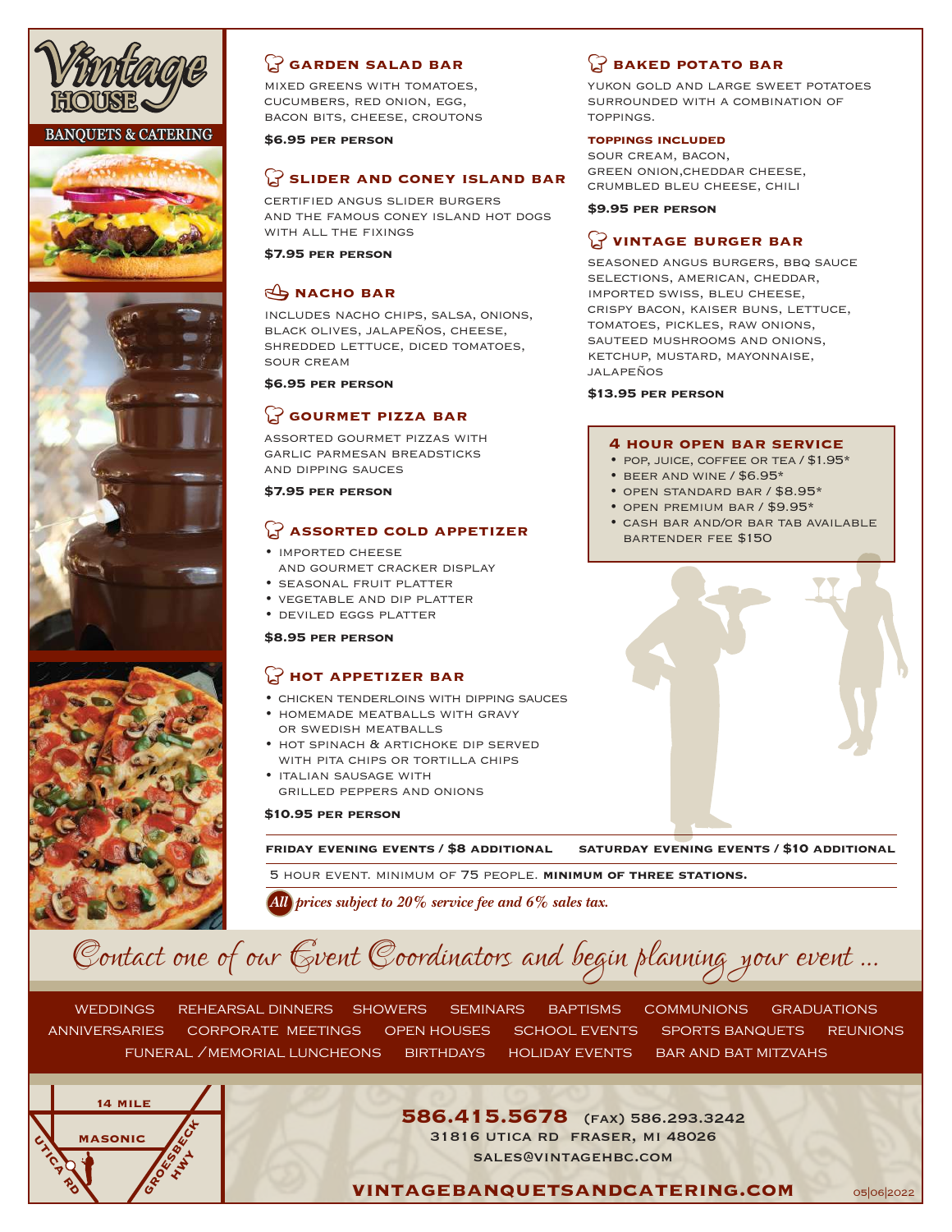# Vintage House

BANQUETS & CATERING

## GARDEN SALAD BAR

MIXED GREENS WITH TOMATOES, CUCUMBERS, RED ONION, EGG, BACON BITS, CHEESE, CROUTONS

**$6.95 PER PERSON**

## SLIDER AND CONEY ISLAND BAR

CERTIFIED ANGUS SLIDER BURGERS AND THE FAMOUS CONEY ISLAND HOT DOGS WITH ALL THE FIXINGS

**$7.95 PER PERSON**

## NACHO BAR

INCLUDES NACHO CHIPS, SALSA, ONIONS, BLACK OLIVES, JALAPEÑOS, CHEESE, SHREDDED LETTUCE, DICED TOMATOES, SOUR CREAM

**$6.95 PER PERSON**

## GOURMET PIZZA BAR

ASSORTED GOURMET PIZZAS WITH GARLIC PARMESAN BREADSTICKS AND DIPPING SAUCES

**$7.95 PER PERSON**

## ASSORTED COLD APPETIZER

- IMPORTED CHEESE AND GOURMET CRACKER DISPLAY
- SEASONAL FRUIT PLATTER
- VEGETABLE AND DIP PLATTER
- DEVILED EGGS PLATTER

**$8.95 PER PERSON**

## HOT APPETIZER BAR

- CHICKEN TENDERLOINS WITH DIPPING SAUCES
- HOMEMADE MEATBALLS WITH GRAVY OR SWEDISH MEATBALLS
- HOT SPINACH & ARTICHOKE DIP SERVED WITH PITA CHIPS OR TORTILLA CHIPS
- ITALIAN SAUSAGE WITH GRILLED PEPPERS AND ONIONS

**$10.95 PER PERSON**

## BAKED POTATO BAR

YUKON GOLD AND LARGE SWEET POTATOES SURROUNDED WITH A COMBINATION OF TOPPINGS.

**TOPPINGS INCLUDED**

SOUR CREAM, BACON, GREEN ONION,CHEDDAR CHEESE, CRUMBLED BLEU CHEESE, CHILI

**$9.95 PER PERSON**

## VINTAGE BURGER BAR

SEASONED ANGUS BURGERS, BBQ SAUCE SELECTIONS, AMERICAN, CHEDDAR, IMPORTED SWISS, BLEU CHEESE, CRISPY BACON, KAISER BUNS, LETTUCE, TOMATOES, PICKLES, RAW ONIONS, SAUTEED MUSHROOMS AND ONIONS, KETCHUP, MUSTARD, MAYONNAISE, JALAPEÑOS

**$13.95 PER PERSON**

## 4 HOUR OPEN BAR SERVICE

- POP, JUICE, COFFEE OR TEA / $1.95*
- BEER AND WINE / $6.95*
- OPEN STANDARD BAR / $8.95*
- OPEN PREMIUM BAR / $9.95*
- CASH BAR AND/OR BAR TAB AVAILABLE BARTENDER FEE $150

**FRIDAY EVENING EVENTS / $8 ADDITIONAL** **SATURDAY EVENING EVENTS / $10 ADDITIONAL**

5 HOUR EVENT. MINIMUM OF 75 PEOPLE. **MINIMUM OF THREE STATIONS.**

*All prices subject to 20% service fee and 6% sales tax.*

*Contact one of our Event Coordinators and begin planning your event ...*

WEDDINGS REHEARSAL DINNERS SHOWERS SEMINARS BAPTISMS COMMUNIONS GRADUATIONS ANNIVERSARIES CORPORATE MEETINGS OPEN HOUSES SCHOOL EVENTS SPORTS BANQUETS REUNIONS FUNERAL / MEMORIAL LUNCHEONS BIRTHDAYS HOLIDAY EVENTS BAR AND BAT MITZVAHS

14 MILE
MASONIC
UTICA RD
GROESBECK HWY

**586.415.5678** (FAX) 586.293.3242

31816 UTICA RD FRASER, MI 48026

SALES@VINTAGEHBC.COM

**VINTAGEBANQUETSANDCATERING.COM**

05|06|2022